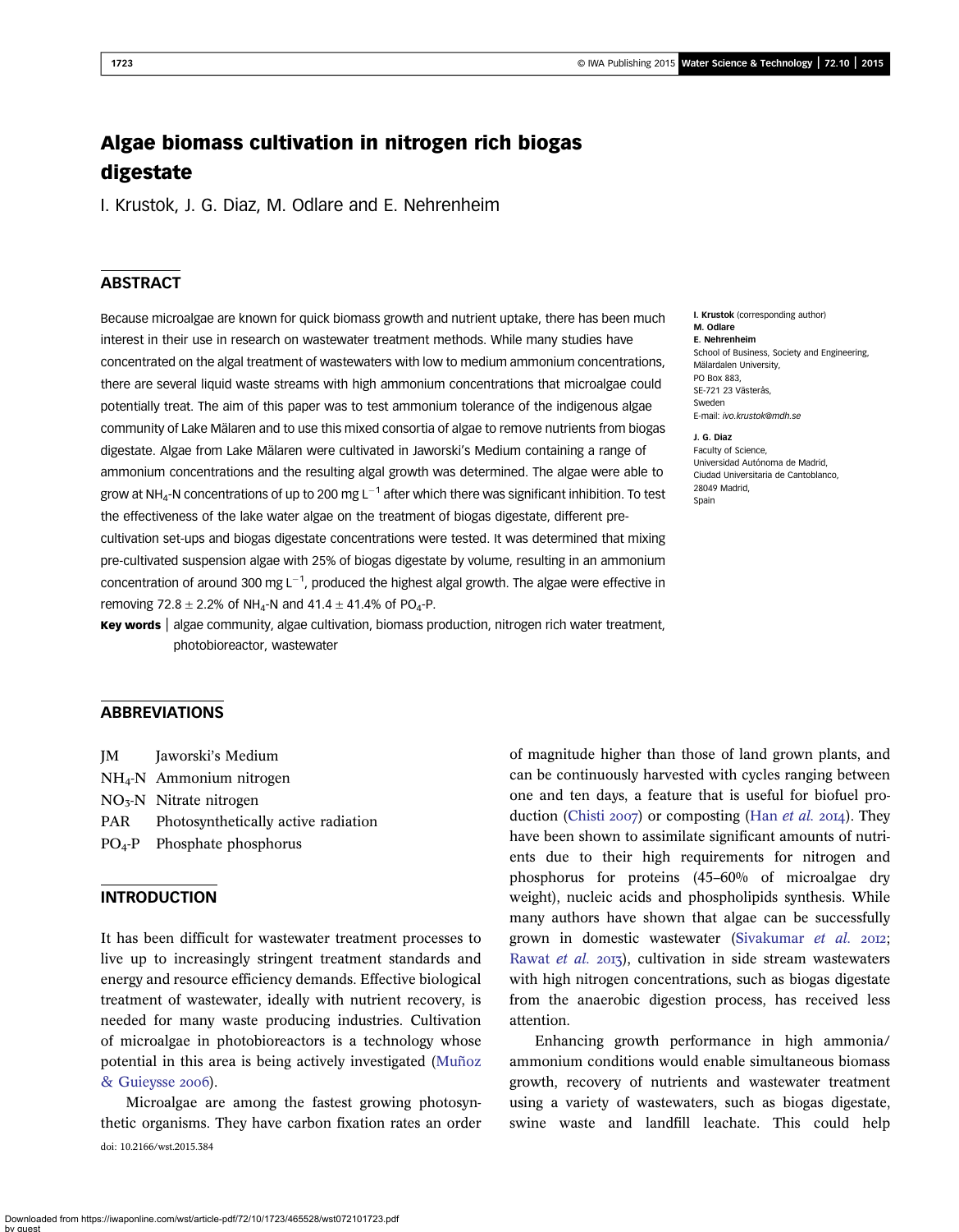# Algae biomass cultivation in nitrogen rich biogas digestate

I. Krustok, J. G. Diaz, M. Odlare and E. Nehrenheim

## ABSTRACT

Because microalgae are known for quick biomass growth and nutrient uptake, there has been much interest in their use in research on wastewater treatment methods. While many studies have concentrated on the algal treatment of wastewaters with low to medium ammonium concentrations, there are several liquid waste streams with high ammonium concentrations that microalgae could potentially treat. The aim of this paper was to test ammonium tolerance of the indigenous algae community of Lake Mälaren and to use this mixed consortia of algae to remove nutrients from biogas digestate. Algae from Lake Mälaren were cultivated in Jaworski's Medium containing a range of ammonium concentrations and the resulting algal growth was determined. The algae were able to grow at $NH_4$-N concentrations of up to 200 mg $L^{-1}$ after which there was significant inhibition. To test the effectiveness of the lake water algae on the treatment of biogas digestate, different pre-cultivation set-ups and biogas digestate concentrations were tested. It was determined that mixing pre-cultivated suspension algae with 25% of biogas digestate by volume, resulting in an ammonium concentration of around 300 mg $L^{-1}$, produced the highest algal growth. The algae were effective in removing $72.8 \pm 2.2$% of $NH_4$-N and $41.4 \pm 41.4$% of $PO_4$-P.

**Key words** | algae community, algae cultivation, biomass production, nitrogen rich water treatment, photobioreactor, wastewater

**I. Krustok** (corresponding author)
**M. Odlare**
**E. Nehrenheim**
School of Business, Society and Engineering,
Mälardalen University,
PO Box 883,
SE-721 23 Västerås,
Sweden
E-mail: *ivo.krustok@mdh.se*

**J. G. Diaz**
Faculty of Science,
Universidad Autónoma de Madrid,
Ciudad Universitaria de Cantoblanco,
28049 Madrid,
Spain

## ABBREVIATIONS

| | |
|---|---|
| JM | Jaworski's Medium |
| $NH_4$-N | Ammonium nitrogen |
| $NO_3$-N | Nitrate nitrogen |
| PAR | Photosynthetically active radiation |
| $PO_4$-P | Phosphate phosphorus |

## INTRODUCTION

It has been difficult for wastewater treatment processes to live up to increasingly stringent treatment standards and energy and resource efficiency demands. Effective biological treatment of wastewater, ideally with nutrient recovery, is needed for many waste producing industries. Cultivation of microalgae in photobioreactors is a technology whose potential in this area is being actively investigated (Muñoz & Guieysse 2006).

Microalgae are among the fastest growing photosynthetic organisms. They have carbon fixation rates an order of magnitude higher than those of land grown plants, and can be continuously harvested with cycles ranging between one and ten days, a feature that is useful for biofuel production (Chisti 2007) or composting (Han *et al.* 2014). They have been shown to assimilate significant amounts of nutrients due to their high requirements for nitrogen and phosphorus for proteins (45–60% of microalgae dry weight), nucleic acids and phospholipids synthesis. While many authors have shown that algae can be successfully grown in domestic wastewater (Sivakumar *et al.* 2012; Rawat *et al.* 2013), cultivation in side stream wastewaters with high nitrogen concentrations, such as biogas digestate from the anaerobic digestion process, has received less attention.

Enhancing growth performance in high ammonia/ammonium conditions would enable simultaneous biomass growth, recovery of nutrients and wastewater treatment using a variety of wastewaters, such as biogas digestate, swine waste and landfill leachate. This could help

doi: 10.2166/wst.2015.384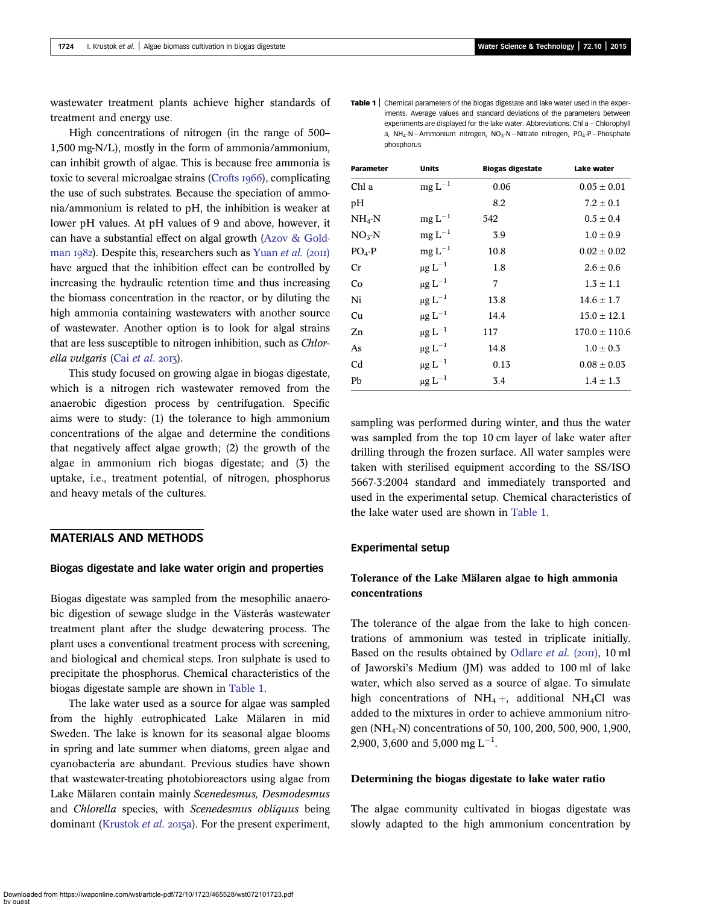wastewater treatment plants achieve higher standards of treatment and energy use.

High concentrations of nitrogen (in the range of 500–1,500 mg-N/L), mostly in the form of ammonia/ammonium, can inhibit growth of algae. This is because free ammonia is toxic to several microalgae strains (Crofts 1966), complicating the use of such substrates. Because the speciation of ammonia/ammonium is related to pH, the inhibition is weaker at lower pH values. At pH values of 9 and above, however, it can have a substantial effect on algal growth (Azov & Goldman 1982). Despite this, researchers such as Yuan *et al.* (2011) have argued that the inhibition effect can be controlled by increasing the hydraulic retention time and thus increasing the biomass concentration in the reactor, or by diluting the high ammonia containing wastewaters with another source of wastewater. Another option is to look for algal strains that are less susceptible to nitrogen inhibition, such as *Chlorella vulgaris* (Cai *et al.* 2013).

This study focused on growing algae in biogas digestate, which is a nitrogen rich wastewater removed from the anaerobic digestion process by centrifugation. Specific aims were to study: (1) the tolerance to high ammonium concentrations of the algae and determine the conditions that negatively affect algae growth; (2) the growth of the algae in ammonium rich biogas digestate; and (3) the uptake, i.e., treatment potential, of nitrogen, phosphorus and heavy metals of the cultures.

## MATERIALS AND METHODS

### Biogas digestate and lake water origin and properties

Biogas digestate was sampled from the mesophilic anaerobic digestion of sewage sludge in the Västerås wastewater treatment plant after the sludge dewatering process. The plant uses a conventional treatment process with screening, and biological and chemical steps. Iron sulphate is used to precipitate the phosphorus. Chemical characteristics of the biogas digestate sample are shown in Table 1.

The lake water used as a source for algae was sampled from the highly eutrophicated Lake Mälaren in mid Sweden. The lake is known for its seasonal algae blooms in spring and late summer when diatoms, green algae and cyanobacteria are abundant. Previous studies have shown that wastewater-treating photobioreactors using algae from Lake Mälaren contain mainly *Scenedesmus*, *Desmodesmus* and *Chlorella* species, with *Scenedesmus obliquus* being dominant (Krustok *et al.* 2015a). For the present experiment, sampling was performed during winter, and thus the water was sampled from the top 10 cm layer of lake water after drilling through the frozen surface. All water samples were taken with sterilised equipment according to the SS/ISO 5667-3:2004 standard and immediately transported and used in the experimental setup. Chemical characteristics of the lake water used are shown in Table 1.

**Table 1** | Chemical parameters of the biogas digestate and lake water used in the experiments. Average values and standard deviations of the parameters between experiments are displayed for the lake water. Abbreviations: Chl a – Chlorophyll a, $NH_4$-N – Ammonium nitrogen, $NO_3$-N – Nitrate nitrogen, $PO_4$-P – Phosphate phosphorus

| Parameter | Units | Biogas digestate | Lake water |
|---|---|---|---|
| Chl a | mg $L^{-1}$ | 0.06 | 0.05 ± 0.01 |
| pH | | 8.2 | 7.2 ± 0.1 |
| $NH_4$-N | mg $L^{-1}$ | 542 | 0.5 ± 0.4 |
| $NO_3$-N | mg $L^{-1}$ | 3.9 | 1.0 ± 0.9 |
| $PO_4$-P | mg $L^{-1}$ | 10.8 | 0.02 ± 0.02 |
| Cr | μg $L^{-1}$ | 1.8 | 2.6 ± 0.6 |
| Co | μg $L^{-1}$ | 7 | 1.3 ± 1.1 |
| Ni | μg $L^{-1}$ | 13.8 | 14.6 ± 1.7 |
| Cu | μg $L^{-1}$ | 14.4 | 15.0 ± 12.1 |
| Zn | μg $L^{-1}$ | 117 | 170.0 ± 110.6 |
| As | μg $L^{-1}$ | 14.8 | 1.0 ± 0.3 |
| Cd | μg $L^{-1}$ | 0.13 | 0.08 ± 0.03 |
| Pb | μg $L^{-1}$ | 3.4 | 1.4 ± 1.3 |

### Experimental setup

#### Tolerance of the Lake Mälaren algae to high ammonia concentrations

The tolerance of the algae from the lake to high concentrations of ammonium was tested in triplicate initially. Based on the results obtained by Odlare *et al.* (2011), 10 ml of Jaworski's Medium (JM) was added to 100 ml of lake water, which also served as a source of algae. To simulate high concentrations of $NH_4+$, additional $NH_4Cl$ was added to the mixtures in order to achieve ammonium nitrogen ($NH_4$-N) concentrations of 50, 100, 200, 500, 900, 1,900, 2,900, 3,600 and 5,000 mg $L^{-1}$.

#### Determining the biogas digestate to lake water ratio

The algae community cultivated in biogas digestate was slowly adapted to the high ammonium concentration by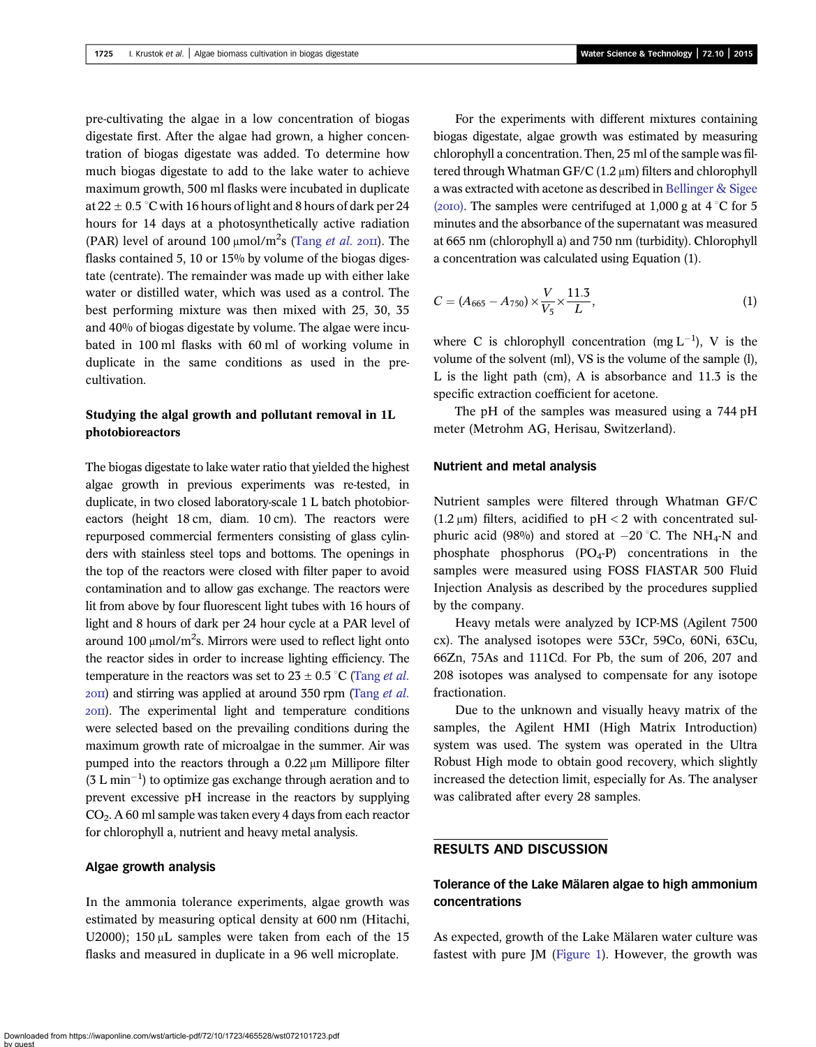pre-cultivating the algae in a low concentration of biogas digestate first. After the algae had grown, a higher concentration of biogas digestate was added. To determine how much biogas digestate to add to the lake water to achieve maximum growth, 500 ml flasks were incubated in duplicate at 22 ± 0.5 °C with 16 hours of light and 8 hours of dark per 24 hours for 14 days at a photosynthetically active radiation (PAR) level of around 100 μmol/m²s (Tang *et al.* 2011). The flasks contained 5, 10 or 15% by volume of the biogas digestate (centrate). The remainder was made up with either lake water or distilled water, which was used as a control. The best performing mixture was then mixed with 25, 30, 35 and 40% of biogas digestate by volume. The algae were incubated in 100 ml flasks with 60 ml of working volume in duplicate in the same conditions as used in the pre-cultivation.

### Studying the algal growth and pollutant removal in 1L photobioreactors

The biogas digestate to lake water ratio that yielded the highest algae growth in previous experiments was re-tested, in duplicate, in two closed laboratory-scale 1 L batch photobioreactors (height 18 cm, diam. 10 cm). The reactors were repurposed commercial fermenters consisting of glass cylinders with stainless steel tops and bottoms. The openings in the top of the reactors were closed with filter paper to avoid contamination and to allow gas exchange. The reactors were lit from above by four fluorescent light tubes with 16 hours of light and 8 hours of dark per 24 hour cycle at a PAR level of around 100 μmol/m²s. Mirrors were used to reflect light onto the reactor sides in order to increase lighting efficiency. The temperature in the reactors was set to 23 ± 0.5 °C (Tang *et al.* 2011) and stirring was applied at around 350 rpm (Tang *et al.* 2011). The experimental light and temperature conditions were selected based on the prevailing conditions during the maximum growth rate of microalgae in the summer. Air was pumped into the reactors through a 0.22 μm Millipore filter (3 L $\text{min}^{-1}$) to optimize gas exchange through aeration and to prevent excessive pH increase in the reactors by supplying $CO_2$. A 60 ml sample was taken every 4 days from each reactor for chlorophyll a, nutrient and heavy metal analysis.

### Algae growth analysis

In the ammonia tolerance experiments, algae growth was estimated by measuring optical density at 600 nm (Hitachi, U2000); 150 μL samples were taken from each of the 15 flasks and measured in duplicate in a 96 well microplate.

For the experiments with different mixtures containing biogas digestate, algae growth was estimated by measuring chlorophyll a concentration. Then, 25 ml of the sample was filtered through Whatman GF/C (1.2 μm) filters and chlorophyll a was extracted with acetone as described in Bellinger & Sigee (2010). The samples were centrifuged at 1,000 g at 4 °C for 5 minutes and the absorbance of the supernatant was measured at 665 nm (chlorophyll a) and 750 nm (turbidity). Chlorophyll a concentration was calculated using Equation (1).

$$C = (A_{665} - A_{750}) \times \frac{V}{V_5} \times \frac{11.3}{L}, \tag{1}$$

where C is chlorophyll concentration (mg $\text{L}^{-1}$), V is the volume of the solvent (ml), VS is the volume of the sample (l), L is the light path (cm), A is absorbance and 11.3 is the specific extraction coefficient for acetone.

The pH of the samples was measured using a 744 pH meter (Metrohm AG, Herisau, Switzerland).

### Nutrient and metal analysis

Nutrient samples were filtered through Whatman GF/C (1.2 μm) filters, acidified to pH < 2 with concentrated sulphuric acid (98%) and stored at −20 °C. The $NH_4$-N and phosphate phosphorus ($PO_4$-P) concentrations in the samples were measured using FOSS FIASTAR 500 Fluid Injection Analysis as described by the procedures supplied by the company.

Heavy metals were analyzed by ICP-MS (Agilent 7500 cx). The analysed isotopes were 53Cr, 59Co, 60Ni, 63Cu, 66Zn, 75As and 111Cd. For Pb, the sum of 206, 207 and 208 isotopes was analysed to compensate for any isotope fractionation.

Due to the unknown and visually heavy matrix of the samples, the Agilent HMI (High Matrix Introduction) system was used. The system was operated in the Ultra Robust High mode to obtain good recovery, which slightly increased the detection limit, especially for As. The analyser was calibrated after every 28 samples.

## RESULTS AND DISCUSSION

### Tolerance of the Lake Mälaren algae to high ammonium concentrations

As expected, growth of the Lake Mälaren water culture was fastest with pure JM (Figure 1). However, the growth was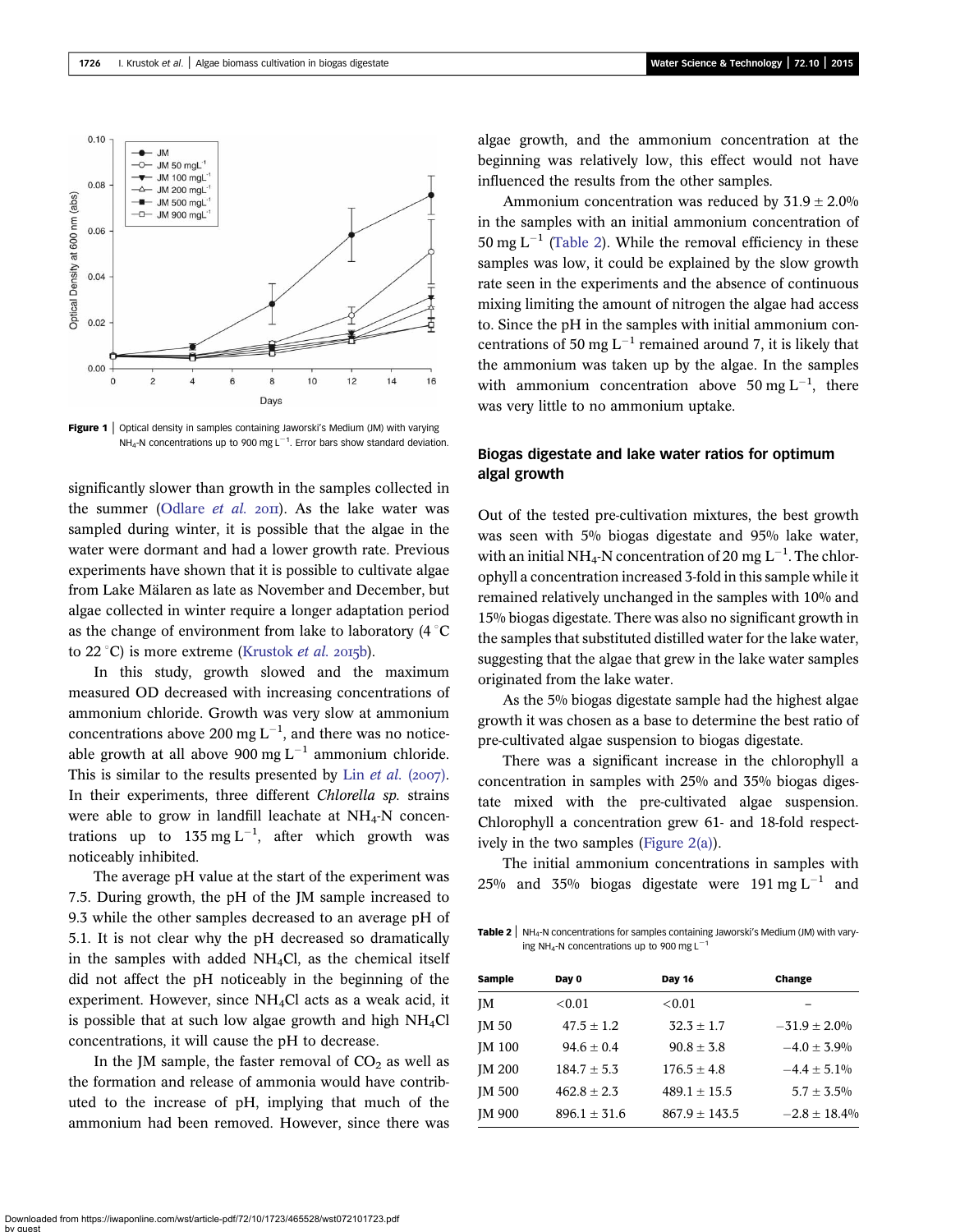Figure 1 | Optical density in samples containing Jaworski's Medium (JM) with varying $NH_4$-N concentrations up to 900 mg $L^{-1}$. Error bars show standard deviation.

significantly slower than growth in the samples collected in the summer (Odlare *et al.* 2011). As the lake water was sampled during winter, it is possible that the algae in the water were dormant and had a lower growth rate. Previous experiments have shown that it is possible to cultivate algae from Lake Mälaren as late as November and December, but algae collected in winter require a longer adaptation period as the change of environment from lake to laboratory (4 °C to 22 °C) is more extreme (Krustok *et al.* 2015b).

In this study, growth slowed and the maximum measured OD decreased with increasing concentrations of ammonium chloride. Growth was very slow at ammonium concentrations above 200 mg $L^{-1}$, and there was no noticeable growth at all above 900 mg $L^{-1}$ ammonium chloride. This is similar to the results presented by Lin *et al.* (2007). In their experiments, three different *Chlorella sp.* strains were able to grow in landfill leachate at $NH_4$-N concentrations up to 135 mg $L^{-1}$, after which growth was noticeably inhibited.

The average pH value at the start of the experiment was 7.5. During growth, the pH of the JM sample increased to 9.3 while the other samples decreased to an average pH of 5.1. It is not clear why the pH decreased so dramatically in the samples with added $NH_4Cl$, as the chemical itself did not affect the pH noticeably in the beginning of the experiment. However, since $NH_4Cl$ acts as a weak acid, it is possible that at such low algae growth and high $NH_4Cl$ concentrations, it will cause the pH to decrease.

In the JM sample, the faster removal of $CO_2$ as well as the formation and release of ammonia would have contributed to the increase of pH, implying that much of the ammonium had been removed. However, since there was algae growth, and the ammonium concentration at the beginning was relatively low, this effect would not have influenced the results from the other samples.

Ammonium concentration was reduced by 31.9 ± 2.0% in the samples with an initial ammonium concentration of 50 mg $L^{-1}$ (Table 2). While the removal efficiency in these samples was low, it could be explained by the slow growth rate seen in the experiments and the absence of continuous mixing limiting the amount of nitrogen the algae had access to. Since the pH in the samples with initial ammonium concentrations of 50 mg $L^{-1}$ remained around 7, it is likely that the ammonium was taken up by the algae. In the samples with ammonium concentration above 50 mg $L^{-1}$, there was very little to no ammonium uptake.

## Biogas digestate and lake water ratios for optimum algal growth

Out of the tested pre-cultivation mixtures, the best growth was seen with 5% biogas digestate and 95% lake water, with an initial $NH_4$-N concentration of 20 mg $L^{-1}$. The chlorophyll a concentration increased 3-fold in this sample while it remained relatively unchanged in the samples with 10% and 15% biogas digestate. There was also no significant growth in the samples that substituted distilled water for the lake water, suggesting that the algae that grew in the lake water samples originated from the lake water.

As the 5% biogas digestate sample had the highest algae growth it was chosen as a base to determine the best ratio of pre-cultivated algae suspension to biogas digestate.

There was a significant increase in the chlorophyll a concentration in samples with 25% and 35% biogas digestate mixed with the pre-cultivated algae suspension. Chlorophyll a concentration grew 61- and 18-fold respectively in the two samples (Figure 2(a)).

The initial ammonium concentrations in samples with 25% and 35% biogas digestate were 191 mg $L^{-1}$ and

Table 2 | $NH_4$-N concentrations for samples containing Jaworski's Medium (JM) with varying $NH_4$-N concentrations up to 900 mg $L^{-1}$

| Sample | Day 0 | Day 16 | Change |
|---|---|---|---|
| JM | <0.01 | <0.01 | – |
| JM 50 | 47.5 ± 1.2 | 32.3 ± 1.7 | −31.9 ± 2.0% |
| JM 100 | 94.6 ± 0.4 | 90.8 ± 3.8 | −4.0 ± 3.9% |
| JM 200 | 184.7 ± 5.3 | 176.5 ± 4.8 | −4.4 ± 5.1% |
| JM 500 | 462.8 ± 2.3 | 489.1 ± 15.5 | 5.7 ± 3.5% |
| JM 900 | 896.1 ± 31.6 | 867.9 ± 143.5 | −2.8 ± 18.4% |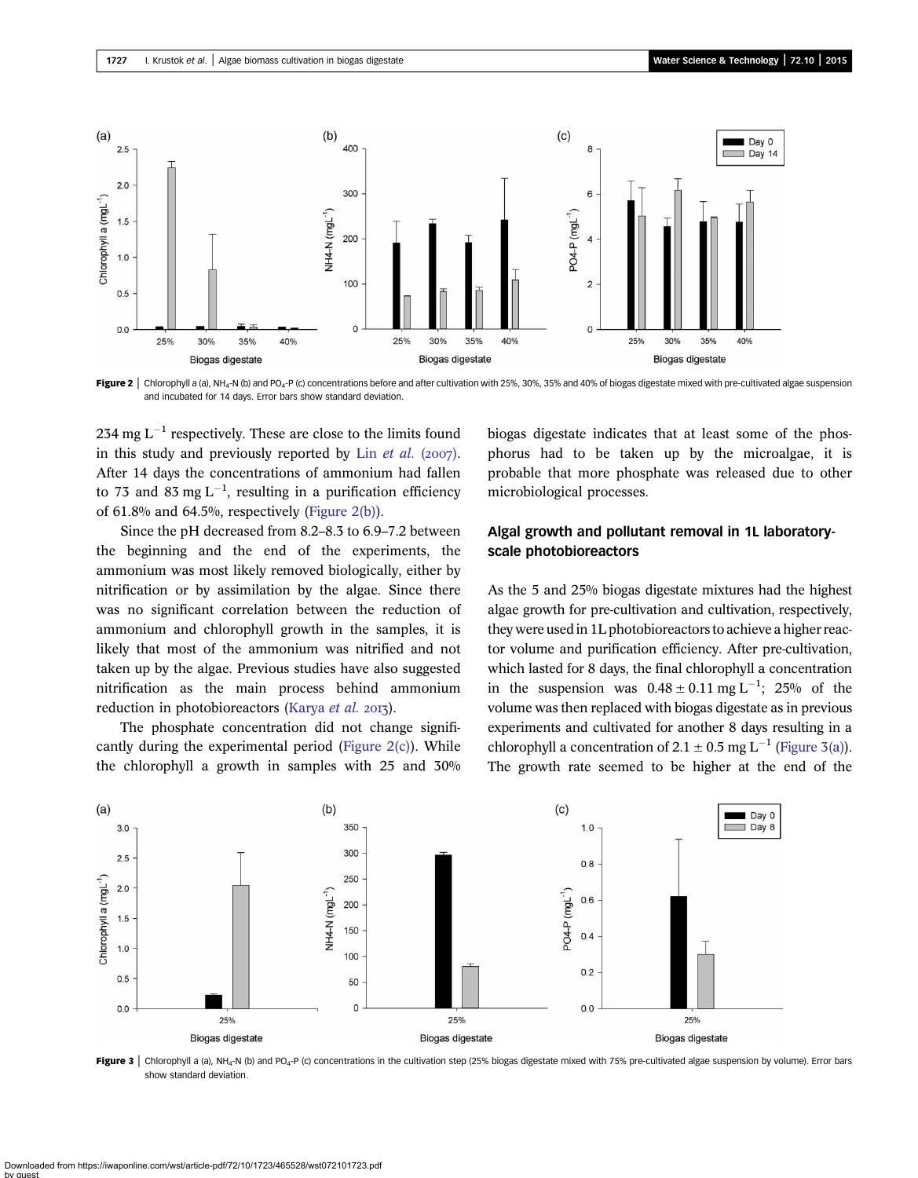Figure 2 | Chlorophyll a (a), $NH_4$-N (b) and $PO_4$-P (c) concentrations before and after cultivation with 25%, 30%, 35% and 40% of biogas digestate mixed with pre-cultivated algae suspension and incubated for 14 days. Error bars show standard deviation.

234 mg $L^{-1}$ respectively. These are close to the limits found in this study and previously reported by Lin *et al.* (2007). After 14 days the concentrations of ammonium had fallen to 73 and 83 mg $L^{-1}$, resulting in a purification efficiency of 61.8% and 64.5%, respectively (Figure 2(b)).

Since the pH decreased from 8.2–8.3 to 6.9–7.2 between the beginning and the end of the experiments, the ammonium was most likely removed biologically, either by nitrification or by assimilation by the algae. Since there was no significant correlation between the reduction of ammonium and chlorophyll growth in the samples, it is likely that most of the ammonium was nitrified and not taken up by the algae. Previous studies have also suggested nitrification as the main process behind ammonium reduction in photobioreactors (Karya *et al.* 2013).

The phosphate concentration did not change significantly during the experimental period (Figure 2(c)). While the chlorophyll a growth in samples with 25 and 30% biogas digestate indicates that at least some of the phosphorus had to be taken up by the microalgae, it is probable that more phosphate was released due to other microbiological processes.

## Algal growth and pollutant removal in 1L laboratory-scale photobioreactors

As the 5 and 25% biogas digestate mixtures had the highest algae growth for pre-cultivation and cultivation, respectively, they were used in 1L photobioreactors to achieve a higher reactor volume and purification efficiency. After pre-cultivation, which lasted for 8 days, the final chlorophyll a concentration in the suspension was $0.48 \pm 0.11$ mg $L^{-1}$; 25% of the volume was then replaced with biogas digestate as in previous experiments and cultivated for another 8 days resulting in a chlorophyll a concentration of $2.1 \pm 0.5$ mg $L^{-1}$ (Figure 3(a)). The growth rate seemed to be higher at the end of the

Figure 3 | Chlorophyll a (a), $NH_4$-N (b) and $PO_4$-P (c) concentrations in the cultivation step (25% biogas digestate mixed with 75% pre-cultivated algae suspension by volume). Error bars show standard deviation.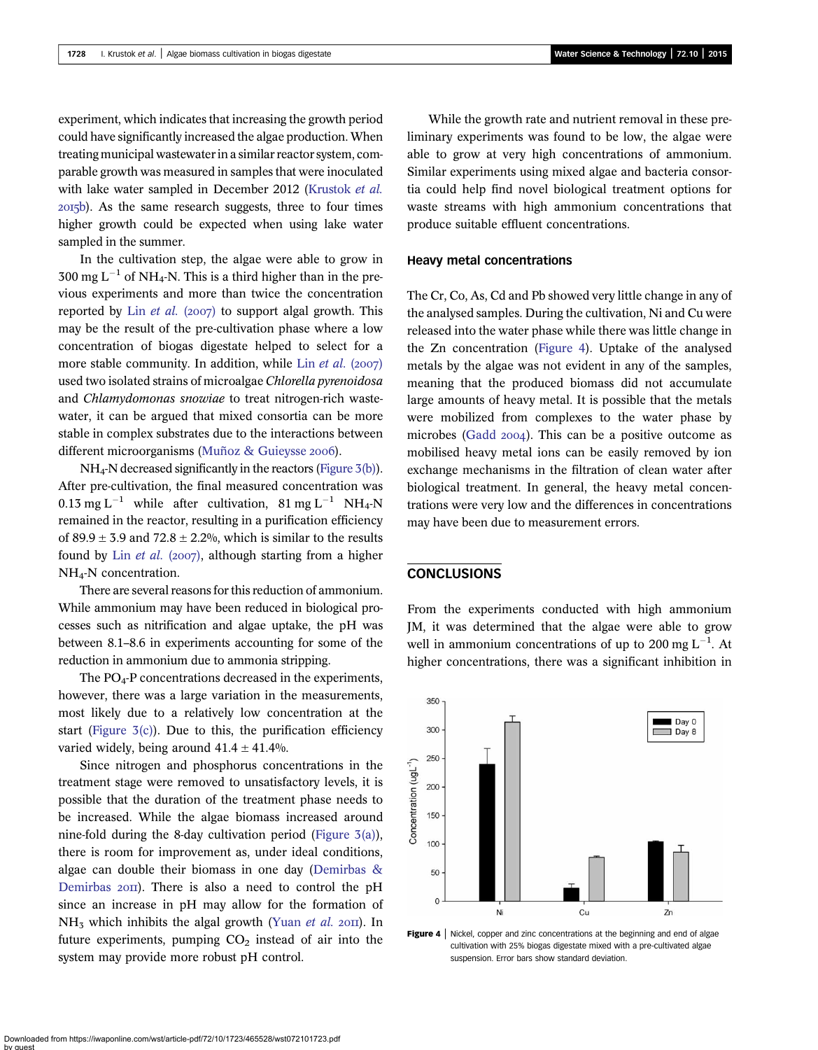experiment, which indicates that increasing the growth period could have significantly increased the algae production. When treating municipal wastewater in a similar reactor system, comparable growth was measured in samples that were inoculated with lake water sampled in December 2012 (Krustok *et al.* 2015b). As the same research suggests, three to four times higher growth could be expected when using lake water sampled in the summer.

In the cultivation step, the algae were able to grow in 300 mg $L^{-1}$ of $NH_4$-N. This is a third higher than in the previous experiments and more than twice the concentration reported by Lin *et al.* (2007) to support algal growth. This may be the result of the pre-cultivation phase where a low concentration of biogas digestate helped to select for a more stable community. In addition, while Lin *et al.* (2007) used two isolated strains of microalgae *Chlorella pyrenoidosa* and *Chlamydomonas snowiae* to treat nitrogen-rich wastewater, it can be argued that mixed consortia can be more stable in complex substrates due to the interactions between different microorganisms (Muñoz & Guieysse 2006).

$NH_4$-N decreased significantly in the reactors (Figure 3(b)). After pre-cultivation, the final measured concentration was 0.13 mg $L^{-1}$ while after cultivation, 81 mg $L^{-1}$ $NH_4$-N remained in the reactor, resulting in a purification efficiency of 89.9 ± 3.9 and 72.8 ± 2.2%, which is similar to the results found by Lin *et al.* (2007), although starting from a higher $NH_4$-N concentration.

There are several reasons for this reduction of ammonium. While ammonium may have been reduced in biological processes such as nitrification and algae uptake, the pH was between 8.1–8.6 in experiments accounting for some of the reduction in ammonium due to ammonia stripping.

The $PO_4$-P concentrations decreased in the experiments, however, there was a large variation in the measurements, most likely due to a relatively low concentration at the start (Figure 3(c)). Due to this, the purification efficiency varied widely, being around 41.4 ± 41.4%.

Since nitrogen and phosphorus concentrations in the treatment stage were removed to unsatisfactory levels, it is possible that the duration of the treatment phase needs to be increased. While the algae biomass increased around nine-fold during the 8-day cultivation period (Figure 3(a)), there is room for improvement as, under ideal conditions, algae can double their biomass in one day (Demirbas & Demirbas 2011). There is also a need to control the pH since an increase in pH may allow for the formation of $NH_3$ which inhibits the algal growth (Yuan *et al.* 2011). In future experiments, pumping $CO_2$ instead of air into the system may provide more robust pH control.

While the growth rate and nutrient removal in these preliminary experiments was found to be low, the algae were able to grow at very high concentrations of ammonium. Similar experiments using mixed algae and bacteria consortia could help find novel biological treatment options for waste streams with high ammonium concentrations that produce suitable effluent concentrations.

### Heavy metal concentrations

The Cr, Co, As, Cd and Pb showed very little change in any of the analysed samples. During the cultivation, Ni and Cu were released into the water phase while there was little change in the Zn concentration (Figure 4). Uptake of the analysed metals by the algae was not evident in any of the samples, meaning that the produced biomass did not accumulate large amounts of heavy metal. It is possible that the metals were mobilized from complexes to the water phase by microbes (Gadd 2004). This can be a positive outcome as mobilised heavy metal ions can be easily removed by ion exchange mechanisms in the filtration of clean water after biological treatment. In general, the heavy metal concentrations were very low and the differences in concentrations may have been due to measurement errors.

## CONCLUSIONS

From the experiments conducted with high ammonium JM, it was determined that the algae were able to grow well in ammonium concentrations of up to 200 mg $L^{-1}$. At higher concentrations, there was a significant inhibition in

**Figure 4** | Nickel, copper and zinc concentrations at the beginning and end of algae cultivation with 25% biogas digestate mixed with a pre-cultivated algae suspension. Error bars show standard deviation.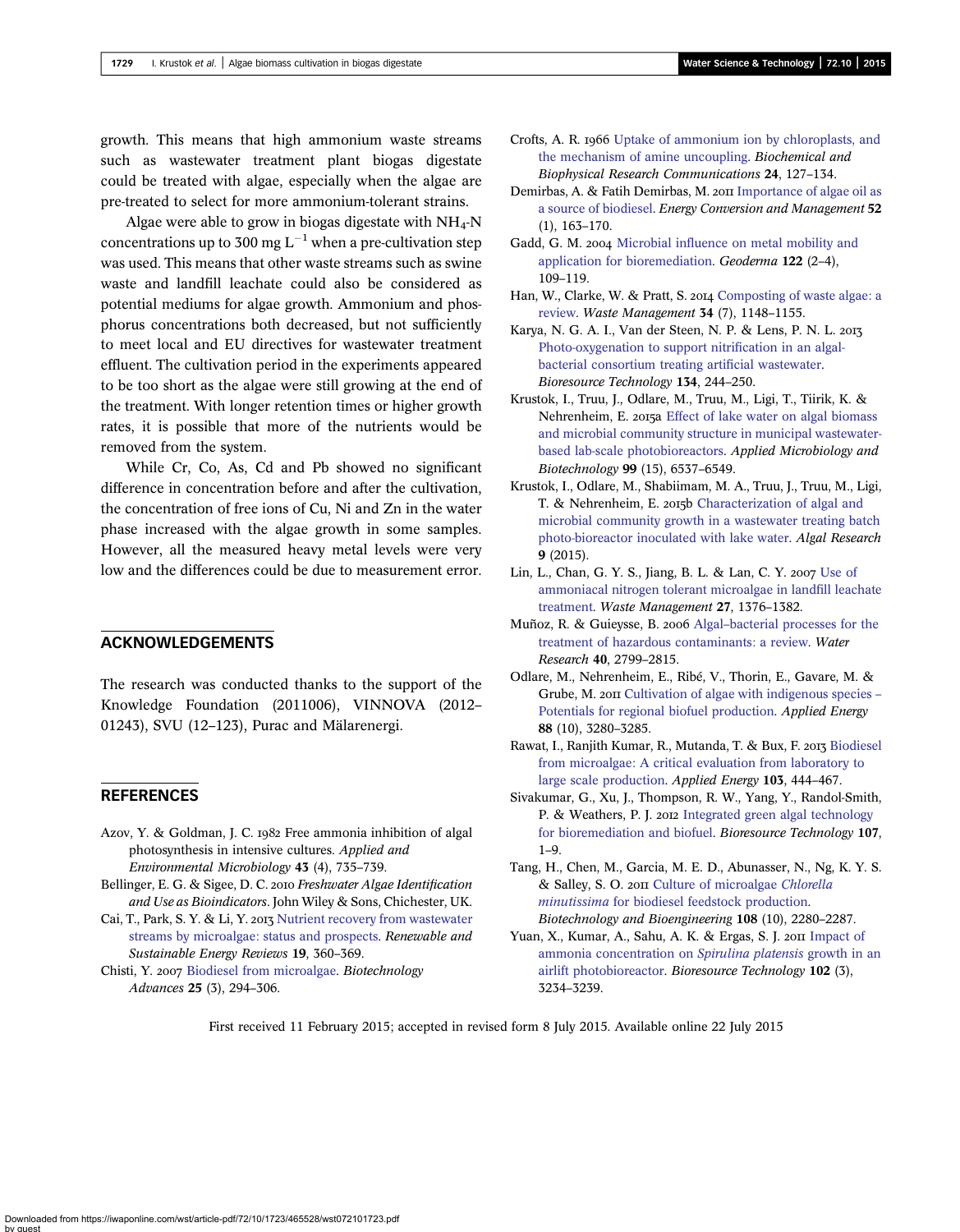growth. This means that high ammonium waste streams such as wastewater treatment plant biogas digestate could be treated with algae, especially when the algae are pre-treated to select for more ammonium-tolerant strains.

Algae were able to grow in biogas digestate with $NH_4$-N concentrations up to 300 mg $L^{-1}$ when a pre-cultivation step was used. This means that other waste streams such as swine waste and landfill leachate could also be considered as potential mediums for algae growth. Ammonium and phosphorus concentrations both decreased, but not sufficiently to meet local and EU directives for wastewater treatment effluent. The cultivation period in the experiments appeared to be too short as the algae were still growing at the end of the treatment. With longer retention times or higher growth rates, it is possible that more of the nutrients would be removed from the system.

While Cr, Co, As, Cd and Pb showed no significant difference in concentration before and after the cultivation, the concentration of free ions of Cu, Ni and Zn in the water phase increased with the algae growth in some samples. However, all the measured heavy metal levels were very low and the differences could be due to measurement error.

## ACKNOWLEDGEMENTS

The research was conducted thanks to the support of the Knowledge Foundation (2011006), VINNOVA (2012–01243), SVU (12–123), Purac and Mälarenergi.

## REFERENCES

Azov, Y. & Goldman, J. C. 1982 Free ammonia inhibition of algal photosynthesis in intensive cultures. *Applied and Environmental Microbiology* **43** (4), 735–739.

Bellinger, E. G. & Sigee, D. C. 2010 *Freshwater Algae Identification and Use as Bioindicators*. John Wiley & Sons, Chichester, UK.

Cai, T., Park, S. Y. & Li, Y. 2013 Nutrient recovery from wastewater streams by microalgae: status and prospects. *Renewable and Sustainable Energy Reviews* **19**, 360–369.

Chisti, Y. 2007 Biodiesel from microalgae. *Biotechnology Advances* **25** (3), 294–306.

Crofts, A. R. 1966 Uptake of ammonium ion by chloroplasts, and the mechanism of amine uncoupling. *Biochemical and Biophysical Research Communications* **24**, 127–134.

Demirbas, A. & Fatih Demirbas, M. 2011 Importance of algae oil as a source of biodiesel. *Energy Conversion and Management* **52** (1), 163–170.

Gadd, G. M. 2004 Microbial influence on metal mobility and application for bioremediation. *Geoderma* **122** (2–4), 109–119.

Han, W., Clarke, W. & Pratt, S. 2014 Composting of waste algae: a review. *Waste Management* **34** (7), 1148–1155.

Karya, N. G. A. I., Van der Steen, N. P. & Lens, P. N. L. 2013 Photo-oxygenation to support nitrification in an algal-bacterial consortium treating artificial wastewater. *Bioresource Technology* **134**, 244–250.

Krustok, I., Truu, J., Odlare, M., Truu, M., Ligi, T., Tiirik, K. & Nehrenheim, E. 2015a Effect of lake water on algal biomass and microbial community structure in municipal wastewater-based lab-scale photobioreactors. *Applied Microbiology and Biotechnology* **99** (15), 6537–6549.

Krustok, I., Odlare, M., Shabiimam, M. A., Truu, J., Truu, M., Ligi, T. & Nehrenheim, E. 2015b Characterization of algal and microbial community growth in a wastewater treating batch photo-bioreactor inoculated with lake water. *Algal Research* **9** (2015).

Lin, L., Chan, G. Y. S., Jiang, B. L. & Lan, C. Y. 2007 Use of ammoniacal nitrogen tolerant microalgae in landfill leachate treatment. *Waste Management* **27**, 1376–1382.

Muñoz, R. & Guieysse, B. 2006 Algal–bacterial processes for the treatment of hazardous contaminants: a review. *Water Research* **40**, 2799–2815.

Odlare, M., Nehrenheim, E., Ribé, V., Thorin, E., Gavare, M. & Grube, M. 2011 Cultivation of algae with indigenous species – Potentials for regional biofuel production. *Applied Energy* **88** (10), 3280–3285.

Rawat, I., Ranjith Kumar, R., Mutanda, T. & Bux, F. 2013 Biodiesel from microalgae: A critical evaluation from laboratory to large scale production. *Applied Energy* **103**, 444–467.

Sivakumar, G., Xu, J., Thompson, R. W., Yang, Y., Randol-Smith, P. & Weathers, P. J. 2012 Integrated green algal technology for bioremediation and biofuel. *Bioresource Technology* **107**, 1–9.

Tang, H., Chen, M., Garcia, M. E. D., Abunasser, N., Ng, K. Y. S. & Salley, S. O. 2011 Culture of microalgae *Chlorella minutissima* for biodiesel feedstock production. *Biotechnology and Bioengineering* **108** (10), 2280–2287.

Yuan, X., Kumar, A., Sahu, A. K. & Ergas, S. J. 2011 Impact of ammonia concentration on *Spirulina platensis* growth in an airlift photobioreactor. *Bioresource Technology* **102** (3), 3234–3239.

First received 11 February 2015; accepted in revised form 8 July 2015. Available online 22 July 2015